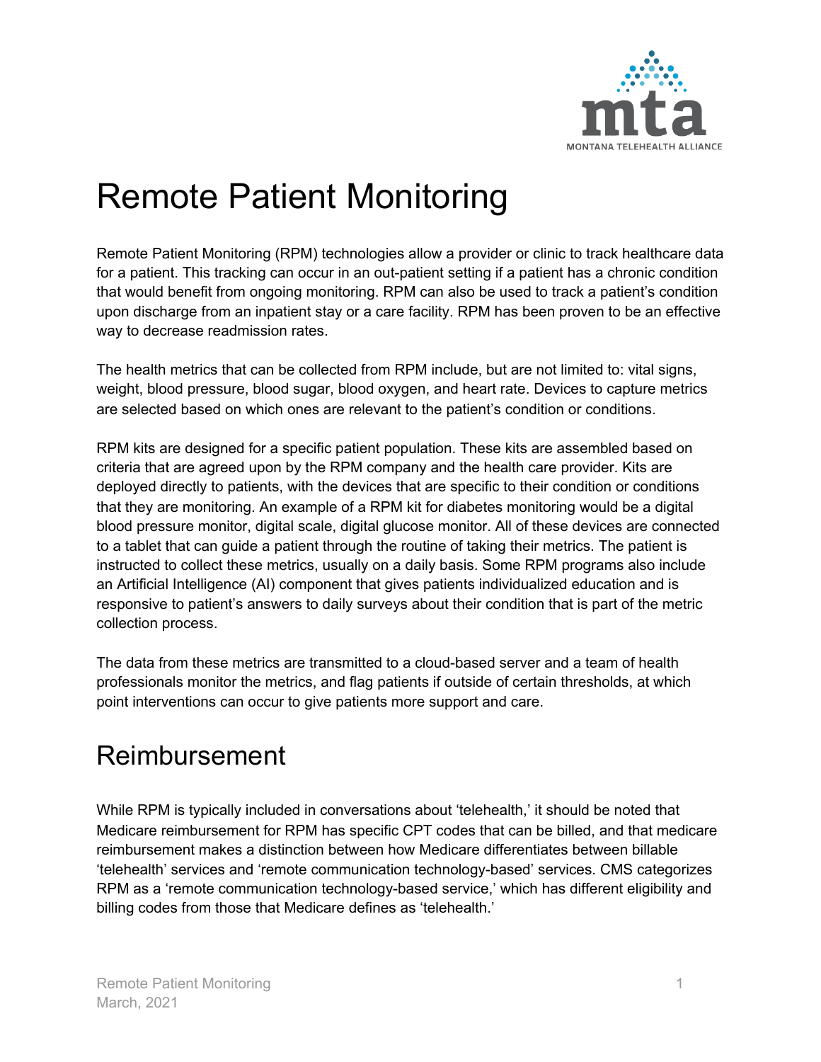# Remote Patient Monitoring

Remote Patient Monitoring (RPM) technologies allow a provider or clinic to track healthcare data for a patient. This tracking can occur in an out-patient setting if a patient has a chronic condition that would benefit from ongoing monitoring. RPM can also be used to track a patient's condition upon discharge from an inpatient stay or a care facility. RPM has been proven to be an effective way to decrease readmission rates.

The health metrics that can be collected from RPM include, but are not limited to: vital signs, weight, blood pressure, blood sugar, blood oxygen, and heart rate. Devices to capture metrics are selected based on which ones are relevant to the patient's condition or conditions.

RPM kits are designed for a specific patient population. These kits are assembled based on criteria that are agreed upon by the RPM company and the health care provider. Kits are deployed directly to patients, with the devices that are specific to their condition or conditions that they are monitoring. An example of a RPM kit for diabetes monitoring would be a digital blood pressure monitor, digital scale, digital glucose monitor. All of these devices are connected to a tablet that can guide a patient through the routine of taking their metrics. The patient is instructed to collect these metrics, usually on a daily basis. Some RPM programs also include an Artificial Intelligence (AI) component that gives patients individualized education and is responsive to patient's answers to daily surveys about their condition that is part of the metric collection process.

The data from these metrics are transmitted to a cloud-based server and a team of health professionals monitor the metrics, and flag patients if outside of certain thresholds, at which point interventions can occur to give patients more support and care.

## Reimbursement

While RPM is typically included in conversations about 'telehealth,' it should be noted that Medicare reimbursement for RPM has specific CPT codes that can be billed, and that medicare reimbursement makes a distinction between how Medicare differentiates between billable 'telehealth' services and 'remote communication technology-based' services. CMS categorizes RPM as a 'remote communication technology-based service,' which has different eligibility and billing codes from those that Medicare defines as 'telehealth.'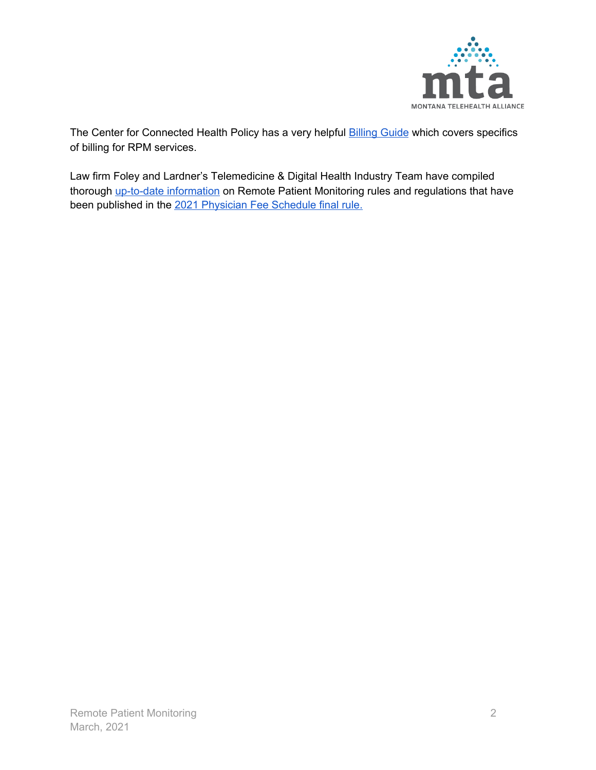The Center for Connected Health Policy has a very helpful Billing Guide which covers specifics of billing for RPM services.

Law firm Foley and Lardner's Telemedicine & Digital Health Industry Team have compiled thorough up-to-date information on Remote Patient Monitoring rules and regulations that have been published in the 2021 Physician Fee Schedule final rule.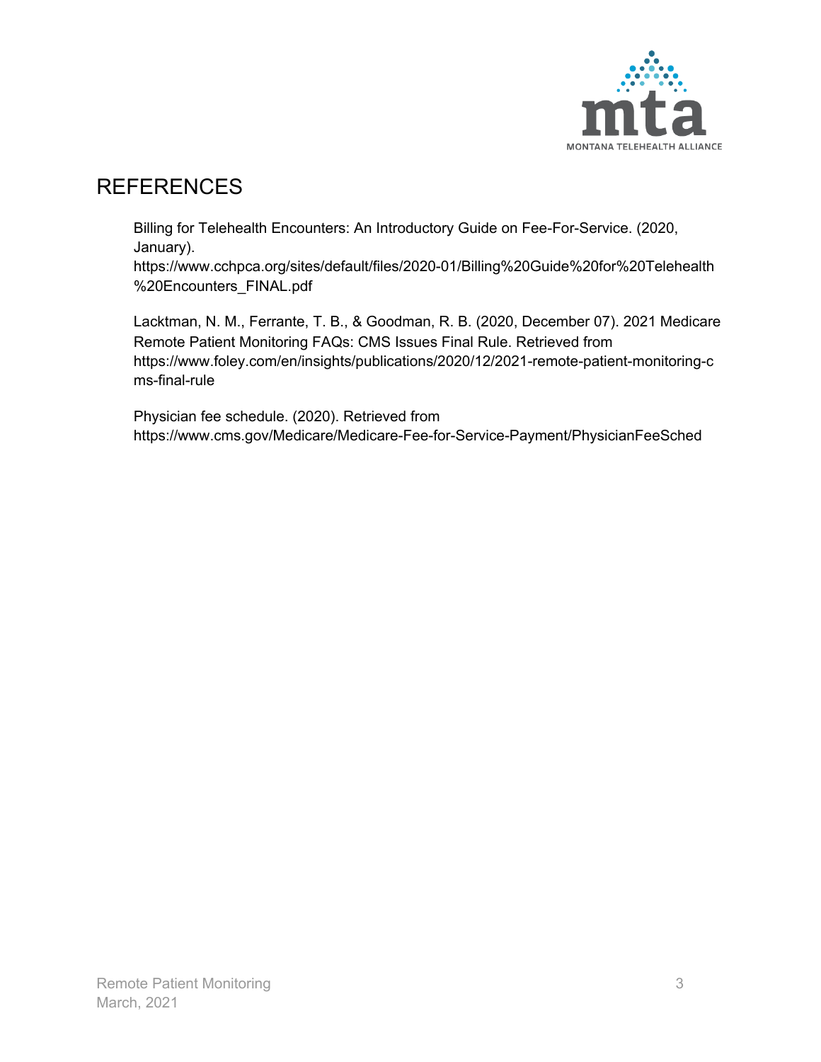# REFERENCES

Billing for Telehealth Encounters: An Introductory Guide on Fee-For-Service. (2020, January). https://www.cchpca.org/sites/default/files/2020-01/Billing%20Guide%20for%20Telehealth%20Encounters_FINAL.pdf

Lacktman, N. M., Ferrante, T. B., & Goodman, R. B. (2020, December 07). 2021 Medicare Remote Patient Monitoring FAQs: CMS Issues Final Rule. Retrieved from https://www.foley.com/en/insights/publications/2020/12/2021-remote-patient-monitoring-cms-final-rule

Physician fee schedule. (2020). Retrieved from https://www.cms.gov/Medicare/Medicare-Fee-for-Service-Payment/PhysicianFeeSched